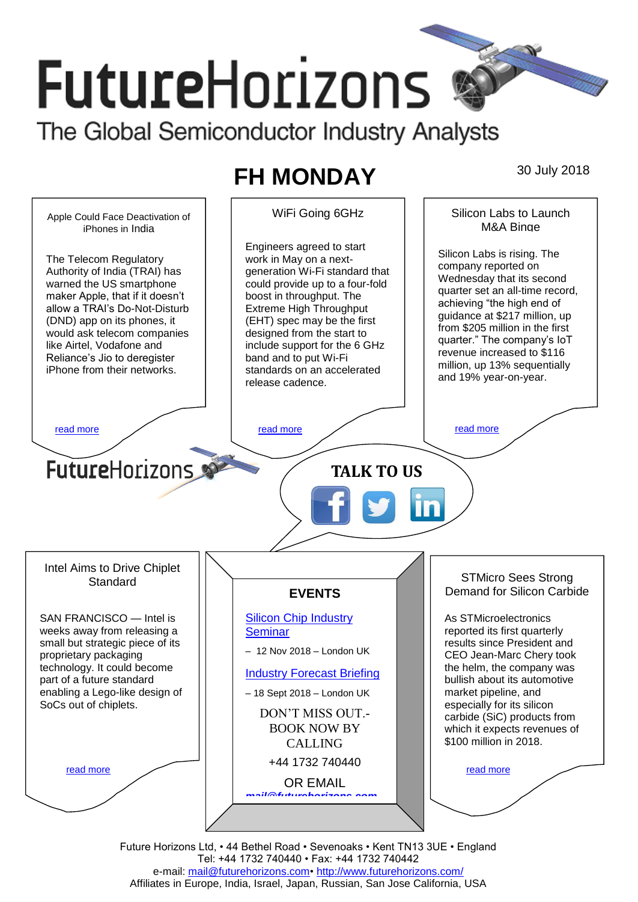# FutureHorizons

The Global Semiconductor Industry Analysts

## FH MONDAY

30 July 2018

### Apple Could Face Deactivation of iPhones in India

The Telecom Regulatory Authority of India (TRAI) has warned the US smartphone maker Apple, that if it doesn't allow a TRAI's Do-Not-Disturb (DND) app on its phones, it would ask telecom companies like Airtel, Vodafone and Reliance's Jio to deregister iPhone from their networks.

read more

### WiFi Going 6GHz

Engineers agreed to start work in May on a next-generation Wi-Fi standard that could provide up to a four-fold boost in throughput. The Extreme High Throughput (EHT) spec may be the first designed from the start to include support for the 6 GHz band and to put Wi-Fi standards on an accelerated release cadence.

read more

### Silicon Labs to Launch M&A Binge

Silicon Labs is rising. The company reported on Wednesday that its second quarter set an all-time record, achieving "the high end of guidance at $217 million, up from $205 million in the first quarter." The company's IoT revenue increased to $116 million, up 13% sequentially and 19% year-on-year.

read more

FutureHorizons

**TALK TO US**

### Intel Aims to Drive Chiplet Standard

SAN FRANCISCO — Intel is weeks away from releasing a small but strategic piece of its proprietary packaging technology. It could become part of a future standard enabling a Lego-like design of SoCs out of chiplets.

read more

### EVENTS

Silicon Chip Industry Seminar

– 12 Nov 2018 – London UK

Industry Forecast Briefing

– 18 Sept 2018 – London UK

DON'T MISS OUT.- BOOK NOW BY CALLING

+44 1732 740440

OR EMAIL

mail@futurehorizons.com

### STMicro Sees Strong Demand for Silicon Carbide

As STMicroelectronics reported its first quarterly results since President and CEO Jean-Marc Chery took the helm, the company was bullish about its automotive market pipeline, and especially for its silicon carbide (SiC) products from which it expects revenues of $100 million in 2018.

read more

Future Horizons Ltd, • 44 Bethel Road • Sevenoaks • Kent TN13 3UE • England
Tel: +44 1732 740440 • Fax: +44 1732 740442
e-mail: mail@futurehorizons.com• http://www.futurehorizons.com/
Affiliates in Europe, India, Israel, Japan, Russian, San Jose California, USA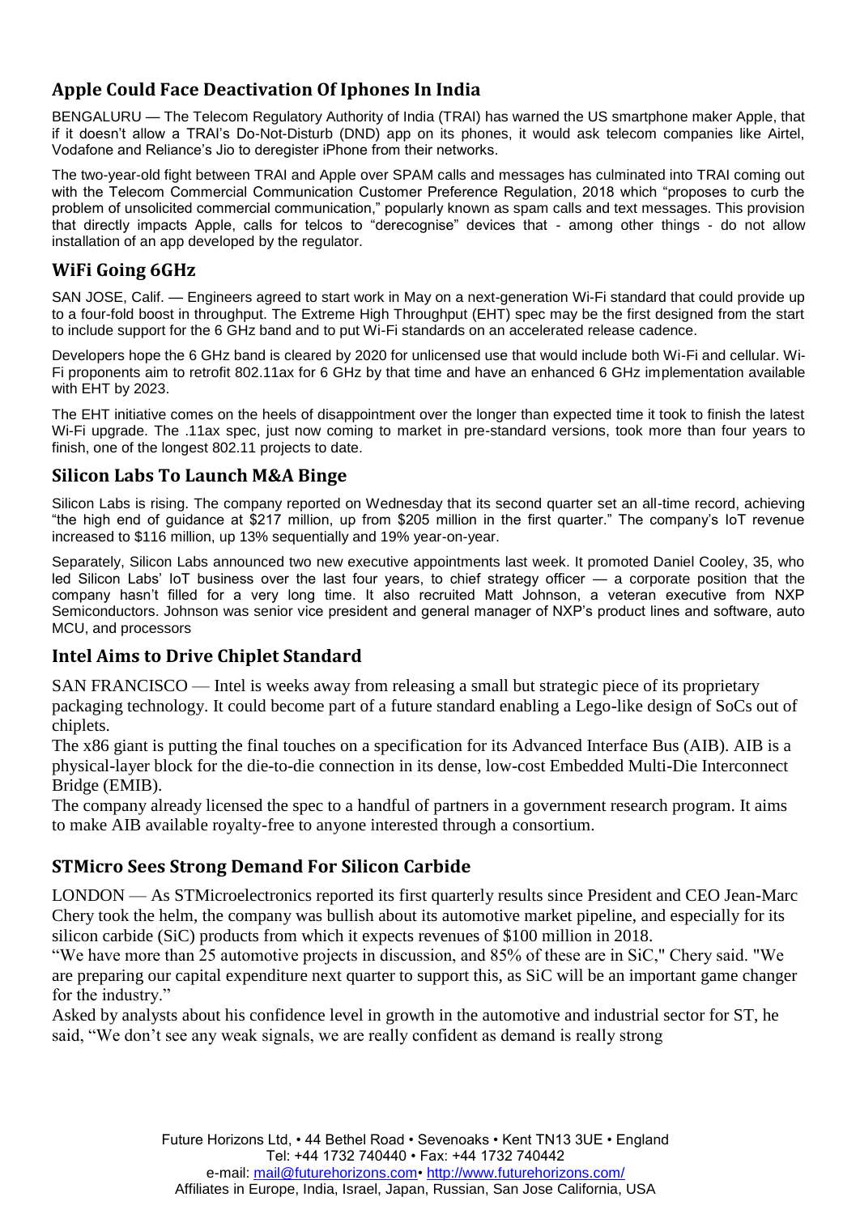## Apple Could Face Deactivation Of Iphones In India

BENGALURU — The Telecom Regulatory Authority of India (TRAI) has warned the US smartphone maker Apple, that if it doesn't allow a TRAI's Do-Not-Disturb (DND) app on its phones, it would ask telecom companies like Airtel, Vodafone and Reliance's Jio to deregister iPhone from their networks.

The two-year-old fight between TRAI and Apple over SPAM calls and messages has culminated into TRAI coming out with the Telecom Commercial Communication Customer Preference Regulation, 2018 which "proposes to curb the problem of unsolicited commercial communication," popularly known as spam calls and text messages. This provision that directly impacts Apple, calls for telcos to "derecognise" devices that - among other things - do not allow installation of an app developed by the regulator.

## WiFi Going 6GHz

SAN JOSE, Calif. — Engineers agreed to start work in May on a next-generation Wi-Fi standard that could provide up to a four-fold boost in throughput. The Extreme High Throughput (EHT) spec may be the first designed from the start to include support for the 6 GHz band and to put Wi-Fi standards on an accelerated release cadence.

Developers hope the 6 GHz band is cleared by 2020 for unlicensed use that would include both Wi-Fi and cellular. Wi-Fi proponents aim to retrofit 802.11ax for 6 GHz by that time and have an enhanced 6 GHz implementation available with EHT by 2023.

The EHT initiative comes on the heels of disappointment over the longer than expected time it took to finish the latest Wi-Fi upgrade. The .11ax spec, just now coming to market in pre-standard versions, took more than four years to finish, one of the longest 802.11 projects to date.

## Silicon Labs To Launch M&A Binge

Silicon Labs is rising. The company reported on Wednesday that its second quarter set an all-time record, achieving "the high end of guidance at $217 million, up from $205 million in the first quarter." The company's IoT revenue increased to $116 million, up 13% sequentially and 19% year-on-year.

Separately, Silicon Labs announced two new executive appointments last week. It promoted Daniel Cooley, 35, who led Silicon Labs' IoT business over the last four years, to chief strategy officer — a corporate position that the company hasn't filled for a very long time. It also recruited Matt Johnson, a veteran executive from NXP Semiconductors. Johnson was senior vice president and general manager of NXP's product lines and software, auto MCU, and processors

## Intel Aims to Drive Chiplet Standard

SAN FRANCISCO — Intel is weeks away from releasing a small but strategic piece of its proprietary packaging technology. It could become part of a future standard enabling a Lego-like design of SoCs out of chiplets.

The x86 giant is putting the final touches on a specification for its Advanced Interface Bus (AIB). AIB is a physical-layer block for the die-to-die connection in its dense, low-cost Embedded Multi-Die Interconnect Bridge (EMIB).

The company already licensed the spec to a handful of partners in a government research program. It aims to make AIB available royalty-free to anyone interested through a consortium.

## STMicro Sees Strong Demand For Silicon Carbide

LONDON — As STMicroelectronics reported its first quarterly results since President and CEO Jean-Marc Chery took the helm, the company was bullish about its automotive market pipeline, and especially for its silicon carbide (SiC) products from which it expects revenues of $100 million in 2018.

"We have more than 25 automotive projects in discussion, and 85% of these are in SiC," Chery said. "We are preparing our capital expenditure next quarter to support this, as SiC will be an important game changer for the industry."

Asked by analysts about his confidence level in growth in the automotive and industrial sector for ST, he said, "We don't see any weak signals, we are really confident as demand is really strong

Future Horizons Ltd, • 44 Bethel Road • Sevenoaks • Kent TN13 3UE • England
Tel: +44 1732 740440 • Fax: +44 1732 740442
e-mail: mail@futurehorizons.com• http://www.futurehorizons.com/
Affiliates in Europe, India, Israel, Japan, Russian, San Jose California, USA